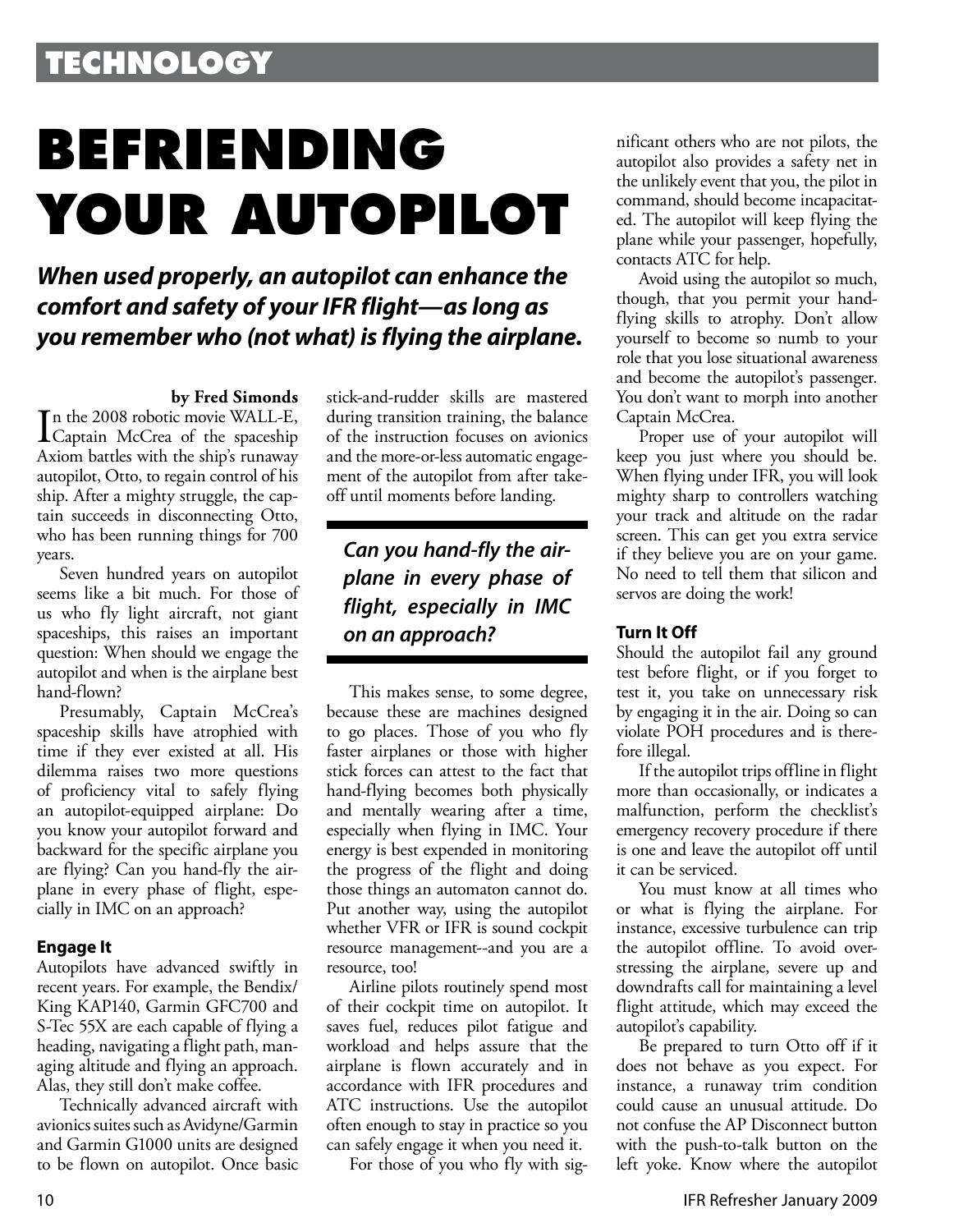# BEFRIENDING YOUR AUTOPILOT

***When used properly, an autopilot can enhance the comfort and safety of your IFR flight—as long as you remember who (not what) is flying the airplane.***

**by Fred Simonds**

In the 2008 robotic movie WALL-E, Captain McCrea of the spaceship Axiom battles with the ship's runaway autopilot, Otto, to regain control of his ship. After a mighty struggle, the captain succeeds in disconnecting Otto, who has been running things for 700 years.

Seven hundred years on autopilot seems like a bit much. For those of us who fly light aircraft, not giant spaceships, this raises an important question: When should we engage the autopilot and when is the airplane best hand-flown?

Presumably, Captain McCrea's spaceship skills have atrophied with time if they ever existed at all. His dilemma raises two more questions of proficiency vital to safely flying an autopilot-equipped airplane: Do you know your autopilot forward and backward for the specific airplane you are flying? Can you hand-fly the airplane in every phase of flight, especially in IMC on an approach?

### Engage It

Autopilots have advanced swiftly in recent years. For example, the Bendix/King KAP140, Garmin GFC700 and S-Tec 55X are each capable of flying a heading, navigating a flight path, managing altitude and flying an approach. Alas, they still don't make coffee.

Technically advanced aircraft with avionics suites such as Avidyne/Garmin and Garmin G1000 units are designed to be flown on autopilot. Once basic stick-and-rudder skills are mastered during transition training, the balance of the instruction focuses on avionics and the more-or-less automatic engagement of the autopilot from after takeoff until moments before landing.

> ***Can you hand-fly the airplane in every phase of flight, especially in IMC on an approach?***

This makes sense, to some degree, because these are machines designed to go places. Those of you who fly faster airplanes or those with higher stick forces can attest to the fact that hand-flying becomes both physically and mentally wearing after a time, especially when flying in IMC. Your energy is best expended in monitoring the progress of the flight and doing those things an automaton cannot do. Put another way, using the autopilot whether VFR or IFR is sound cockpit resource management--and you are a resource, too!

Airline pilots routinely spend most of their cockpit time on autopilot. It saves fuel, reduces pilot fatigue and workload and helps assure that the airplane is flown accurately and in accordance with IFR procedures and ATC instructions. Use the autopilot often enough to stay in practice so you can safely engage it when you need it.

For those of you who fly with significant others who are not pilots, the autopilot also provides a safety net in the unlikely event that you, the pilot in command, should become incapacitated. The autopilot will keep flying the plane while your passenger, hopefully, contacts ATC for help.

Avoid using the autopilot so much, though, that you permit your hand-flying skills to atrophy. Don't allow yourself to become so numb to your role that you lose situational awareness and become the autopilot's passenger. You don't want to morph into another Captain McCrea.

Proper use of your autopilot will keep you just where you should be. When flying under IFR, you will look mighty sharp to controllers watching your track and altitude on the radar screen. This can get you extra service if they believe you are on your game. No need to tell them that silicon and servos are doing the work!

### Turn It Off

Should the autopilot fail any ground test before flight, or if you forget to test it, you take on unnecessary risk by engaging it in the air. Doing so can violate POH procedures and is therefore illegal.

If the autopilot trips offline in flight more than occasionally, or indicates a malfunction, perform the checklist's emergency recovery procedure if there is one and leave the autopilot off until it can be serviced.

You must know at all times who or what is flying the airplane. For instance, excessive turbulence can trip the autopilot offline. To avoid overstressing the airplane, severe up and downdrafts call for maintaining a level flight attitude, which may exceed the autopilot's capability.

Be prepared to turn Otto off if it does not behave as you expect. For instance, a runaway trim condition could cause an unusual attitude. Do not confuse the AP Disconnect button with the push-to-talk button on the left yoke. Know where the autopilot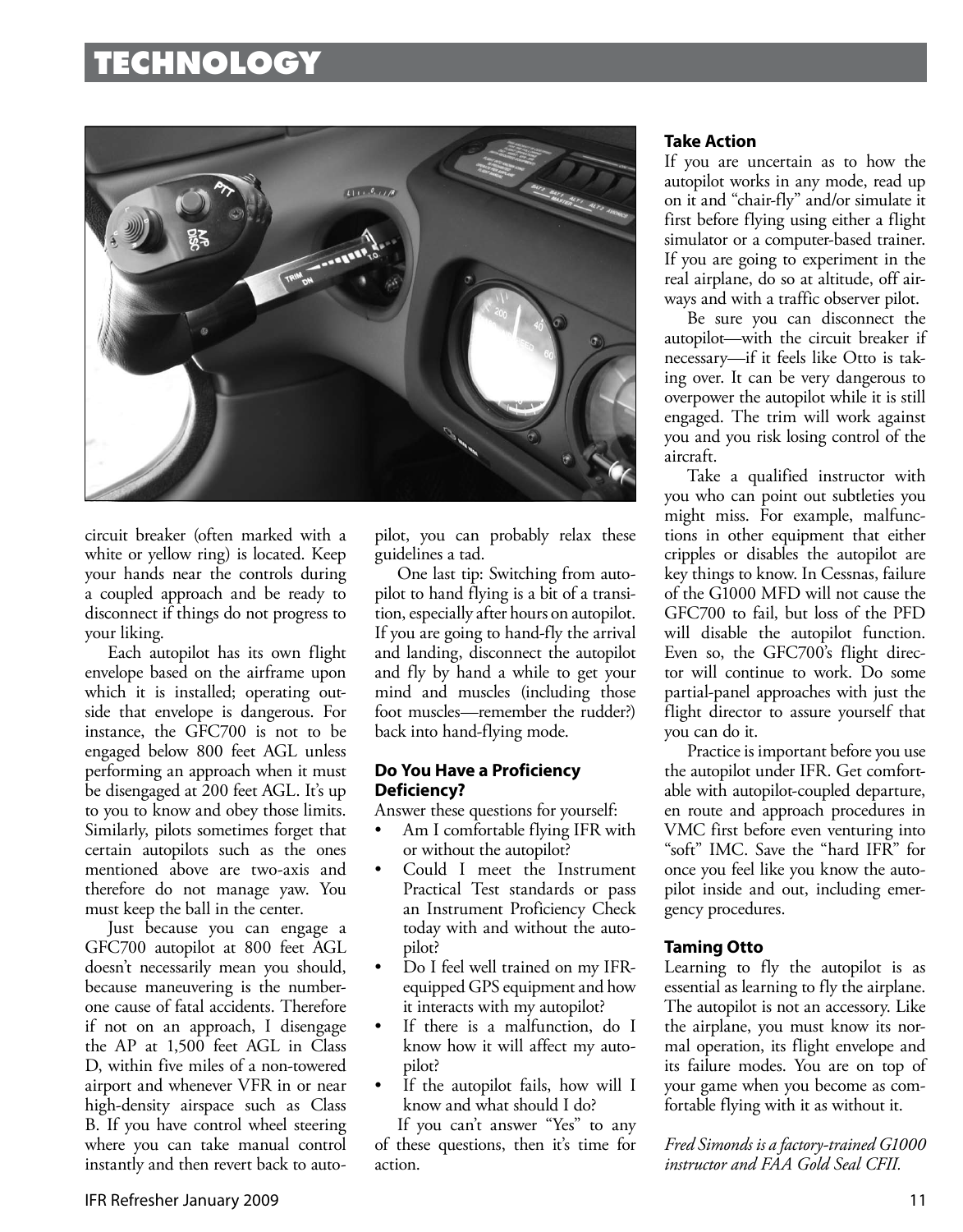circuit breaker (often marked with a white or yellow ring) is located. Keep your hands near the controls during a coupled approach and be ready to disconnect if things do not progress to your liking.

Each autopilot has its own flight envelope based on the airframe upon which it is installed; operating outside that envelope is dangerous. For instance, the GFC700 is not to be engaged below 800 feet AGL unless performing an approach when it must be disengaged at 200 feet AGL. It's up to you to know and obey those limits. Similarly, pilots sometimes forget that certain autopilots such as the ones mentioned above are two-axis and therefore do not manage yaw. You must keep the ball in the center.

Just because you can engage a GFC700 autopilot at 800 feet AGL doesn't necessarily mean you should, because maneuvering is the number-one cause of fatal accidents. Therefore if not on an approach, I disengage the AP at 1,500 feet AGL in Class D, within five miles of a non-towered airport and whenever VFR in or near high-density airspace such as Class B. If you have control wheel steering where you can take manual control instantly and then revert back to autopilot, you can probably relax these guidelines a tad.

One last tip: Switching from autopilot to hand flying is a bit of a transition, especially after hours on autopilot. If you are going to hand-fly the arrival and landing, disconnect the autopilot and fly by hand a while to get your mind and muscles (including those foot muscles—remember the rudder?) back into hand-flying mode.

### Do You Have a Proficiency Deficiency?

Answer these questions for yourself:

- Am I comfortable flying IFR with or without the autopilot?
- Could I meet the Instrument Practical Test standards or pass an Instrument Proficiency Check today with and without the autopilot?
- Do I feel well trained on my IFR-equipped GPS equipment and how it interacts with my autopilot?
- If there is a malfunction, do I know how it will affect my autopilot?
- If the autopilot fails, how will I know and what should I do?

If you can't answer "Yes" to any of these questions, then it's time for action.

### Take Action

If you are uncertain as to how the autopilot works in any mode, read up on it and "chair-fly" and/or simulate it first before flying using either a flight simulator or a computer-based trainer. If you are going to experiment in the real airplane, do so at altitude, off airways and with a traffic observer pilot.

Be sure you can disconnect the autopilot—with the circuit breaker if necessary—if it feels like Otto is taking over. It can be very dangerous to overpower the autopilot while it is still engaged. The trim will work against you and you risk losing control of the aircraft.

Take a qualified instructor with you who can point out subtleties you might miss. For example, malfunctions in other equipment that either cripples or disables the autopilot are key things to know. In Cessnas, failure of the G1000 MFD will not cause the GFC700 to fail, but loss of the PFD will disable the autopilot function. Even so, the GFC700's flight director will continue to work. Do some partial-panel approaches with just the flight director to assure yourself that you can do it.

Practice is important before you use the autopilot under IFR. Get comfortable with autopilot-coupled departure, en route and approach procedures in VMC first before even venturing into "soft" IMC. Save the "hard IFR" for once you feel like you know the autopilot inside and out, including emergency procedures.

### Taming Otto

Learning to fly the autopilot is as essential as learning to fly the airplane. The autopilot is not an accessory. Like the airplane, you must know its normal operation, its flight envelope and its failure modes. You are on top of your game when you become as comfortable flying with it as without it.

*Fred Simonds is a factory-trained G1000 instructor and FAA Gold Seal CFII.*